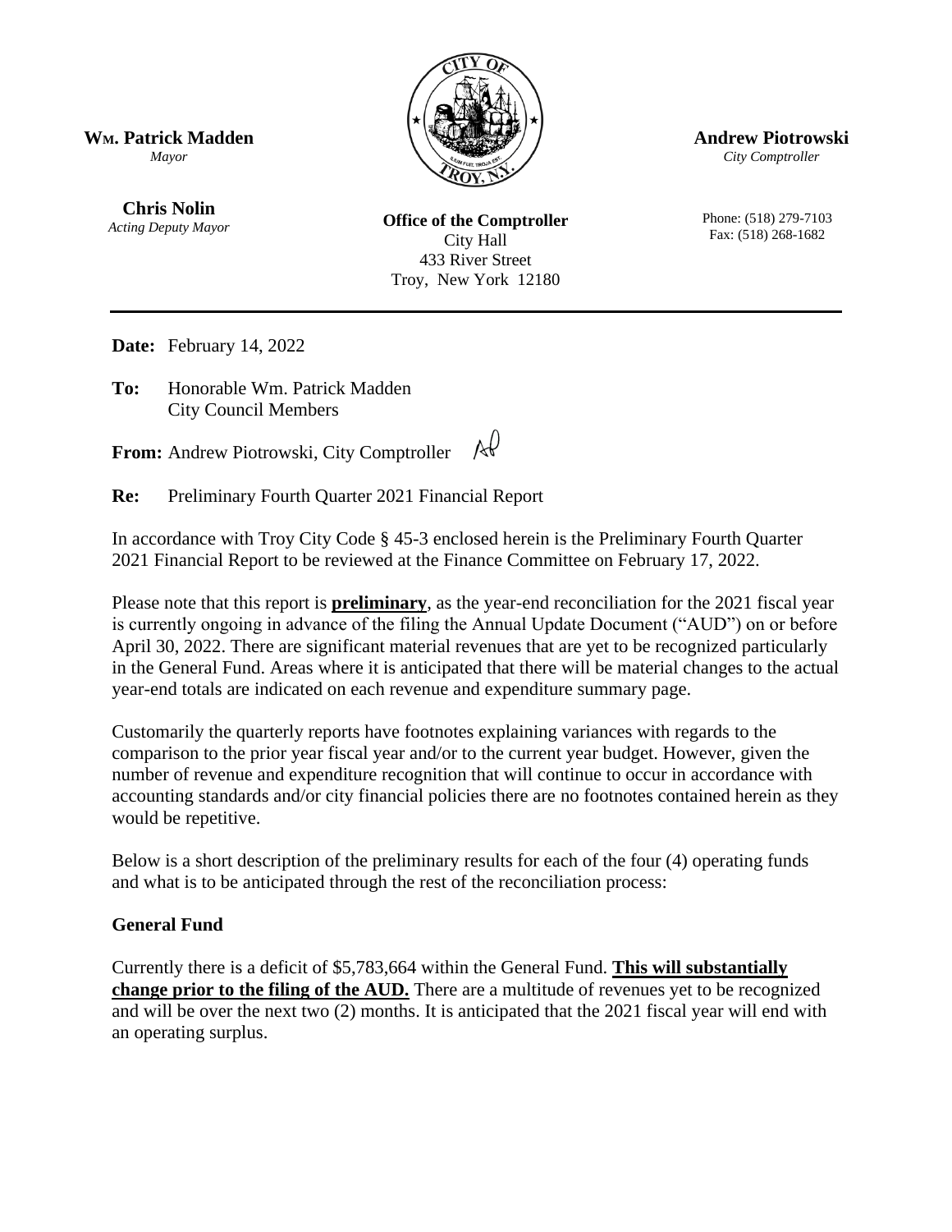**WM. Patrick Madden**
*Mayor*

**Chris Nolin**
*Acting Deputy Mayor*

**Office of the Comptroller**
City Hall
433 River Street
Troy, New York 12180

**Andrew Piotrowski**
*City Comptroller*

Phone: (518) 279-7103
Fax: (518) 268-1682

---

**Date:** February 14, 2022

**To:** Honorable Wm. Patrick Madden
City Council Members

**From:** Andrew Piotrowski, City Comptroller

**Re:** Preliminary Fourth Quarter 2021 Financial Report

In accordance with Troy City Code § 45-3 enclosed herein is the Preliminary Fourth Quarter 2021 Financial Report to be reviewed at the Finance Committee on February 17, 2022.

Please note that this report is **preliminary**, as the year-end reconciliation for the 2021 fiscal year is currently ongoing in advance of the filing the Annual Update Document ("AUD") on or before April 30, 2022. There are significant material revenues that are yet to be recognized particularly in the General Fund. Areas where it is anticipated that there will be material changes to the actual year-end totals are indicated on each revenue and expenditure summary page.

Customarily the quarterly reports have footnotes explaining variances with regards to the comparison to the prior year fiscal year and/or to the current year budget. However, given the number of revenue and expenditure recognition that will continue to occur in accordance with accounting standards and/or city financial policies there are no footnotes contained herein as they would be repetitive.

Below is a short description of the preliminary results for each of the four (4) operating funds and what is to be anticipated through the rest of the reconciliation process:

## General Fund

Currently there is a deficit of $5,783,664 within the General Fund. **This will substantially change prior to the filing of the AUD.** There are a multitude of revenues yet to be recognized and will be over the next two (2) months. It is anticipated that the 2021 fiscal year will end with an operating surplus.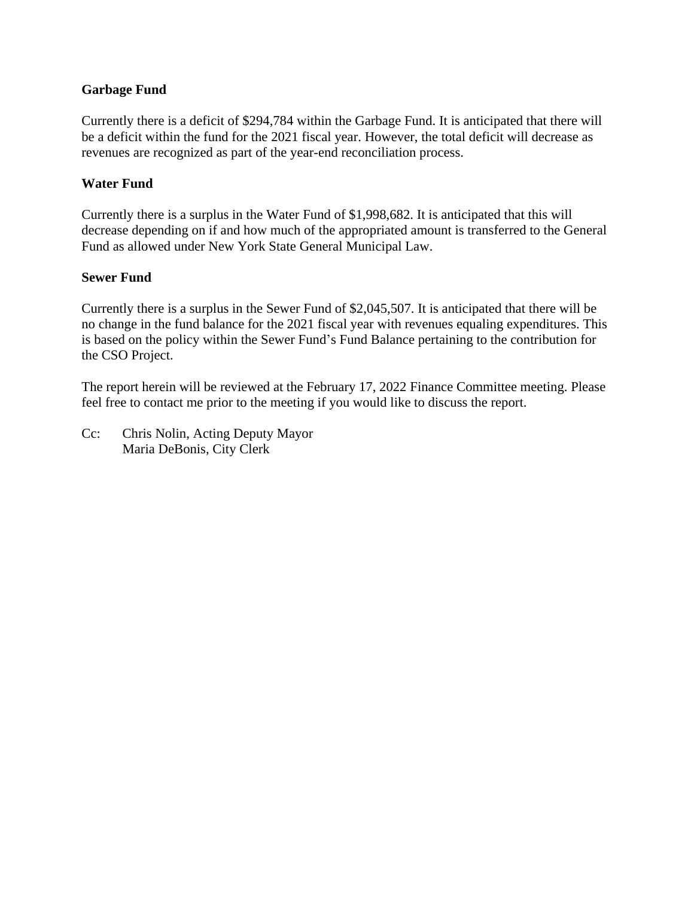**Garbage Fund**

Currently there is a deficit of $294,784 within the Garbage Fund. It is anticipated that there will be a deficit within the fund for the 2021 fiscal year. However, the total deficit will decrease as revenues are recognized as part of the year-end reconciliation process.

**Water Fund**

Currently there is a surplus in the Water Fund of $1,998,682. It is anticipated that this will decrease depending on if and how much of the appropriated amount is transferred to the General Fund as allowed under New York State General Municipal Law.

**Sewer Fund**

Currently there is a surplus in the Sewer Fund of $2,045,507. It is anticipated that there will be no change in the fund balance for the 2021 fiscal year with revenues equaling expenditures. This is based on the policy within the Sewer Fund's Fund Balance pertaining to the contribution for the CSO Project.

The report herein will be reviewed at the February 17, 2022 Finance Committee meeting. Please feel free to contact me prior to the meeting if you would like to discuss the report.

Cc: Chris Nolin, Acting Deputy Mayor
Maria DeBonis, City Clerk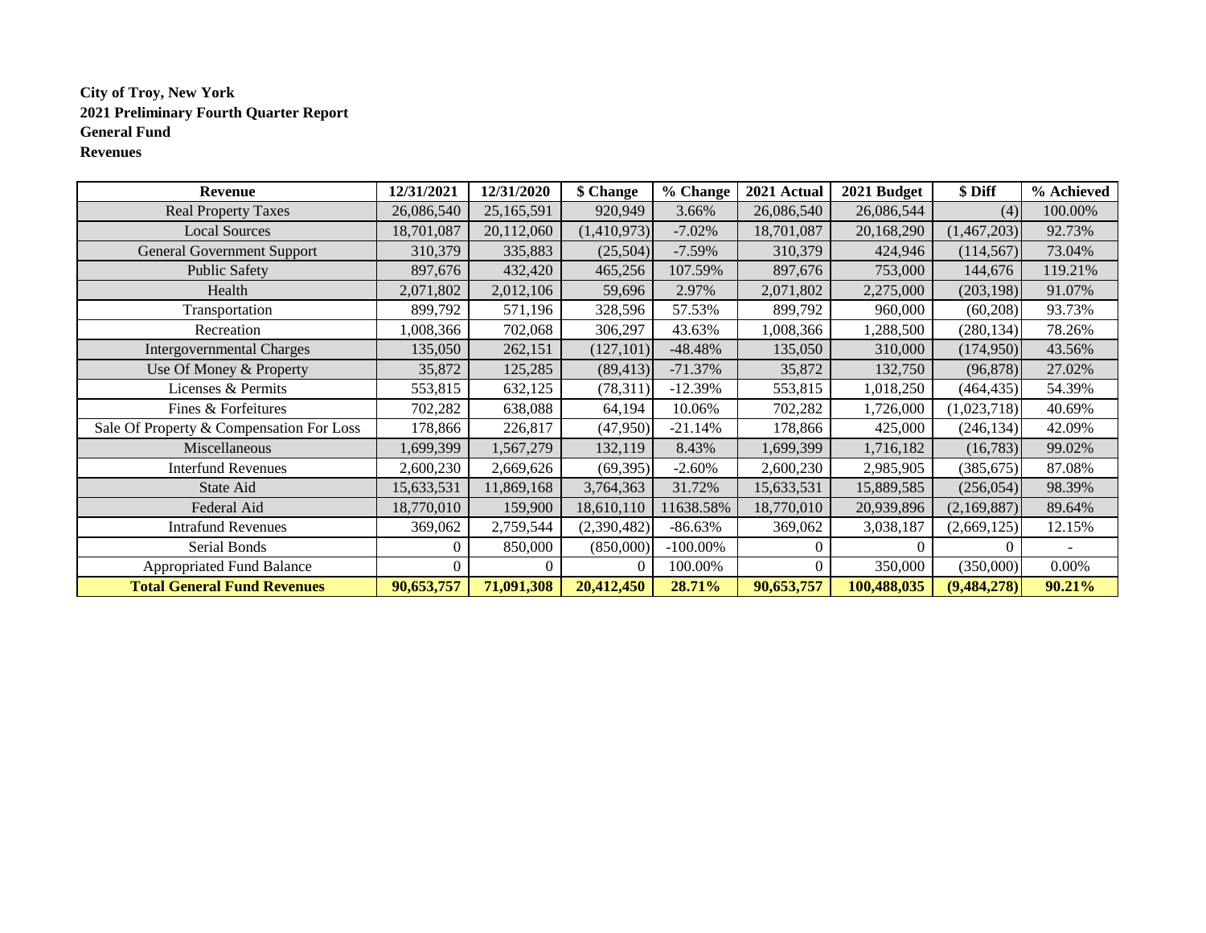**City of Troy, New York**
**2021 Preliminary Fourth Quarter Report**
**General Fund**
**Revenues**

| Revenue | 12/31/2021 | 12/31/2020 | $ Change | % Change | 2021 Actual | 2021 Budget | $ Diff | % Achieved |
|---|---|---|---|---|---|---|---|---|
| Real Property Taxes | 26,086,540 | 25,165,591 | 920,949 | 3.66% | 26,086,540 | 26,086,544 | (4) | 100.00% |
| Local Sources | 18,701,087 | 20,112,060 | (1,410,973) | -7.02% | 18,701,087 | 20,168,290 | (1,467,203) | 92.73% |
| General Government Support | 310,379 | 335,883 | (25,504) | -7.59% | 310,379 | 424,946 | (114,567) | 73.04% |
| Public Safety | 897,676 | 432,420 | 465,256 | 107.59% | 897,676 | 753,000 | 144,676 | 119.21% |
| Health | 2,071,802 | 2,012,106 | 59,696 | 2.97% | 2,071,802 | 2,275,000 | (203,198) | 91.07% |
| Transportation | 899,792 | 571,196 | 328,596 | 57.53% | 899,792 | 960,000 | (60,208) | 93.73% |
| Recreation | 1,008,366 | 702,068 | 306,297 | 43.63% | 1,008,366 | 1,288,500 | (280,134) | 78.26% |
| Intergovernmental Charges | 135,050 | 262,151 | (127,101) | -48.48% | 135,050 | 310,000 | (174,950) | 43.56% |
| Use Of Money & Property | 35,872 | 125,285 | (89,413) | -71.37% | 35,872 | 132,750 | (96,878) | 27.02% |
| Licenses & Permits | 553,815 | 632,125 | (78,311) | -12.39% | 553,815 | 1,018,250 | (464,435) | 54.39% |
| Fines & Forfeitures | 702,282 | 638,088 | 64,194 | 10.06% | 702,282 | 1,726,000 | (1,023,718) | 40.69% |
| Sale Of Property & Compensation For Loss | 178,866 | 226,817 | (47,950) | -21.14% | 178,866 | 425,000 | (246,134) | 42.09% |
| Miscellaneous | 1,699,399 | 1,567,279 | 132,119 | 8.43% | 1,699,399 | 1,716,182 | (16,783) | 99.02% |
| Interfund Revenues | 2,600,230 | 2,669,626 | (69,395) | -2.60% | 2,600,230 | 2,985,905 | (385,675) | 87.08% |
| State Aid | 15,633,531 | 11,869,168 | 3,764,363 | 31.72% | 15,633,531 | 15,889,585 | (256,054) | 98.39% |
| Federal Aid | 18,770,010 | 159,900 | 18,610,110 | 11638.58% | 18,770,010 | 20,939,896 | (2,169,887) | 89.64% |
| Intrafund Revenues | 369,062 | 2,759,544 | (2,390,482) | -86.63% | 369,062 | 3,038,187 | (2,669,125) | 12.15% |
| Serial Bonds | 0 | 850,000 | (850,000) | -100.00% | 0 | 0 | 0 | - |
| Appropriated Fund Balance | 0 | 0 | 0 | 100.00% | 0 | 350,000 | (350,000) | 0.00% |
| **Total General Fund Revenues** | **90,653,757** | **71,091,308** | **20,412,450** | **28.71%** | **90,653,757** | **100,488,035** | **(9,484,278)** | **90.21%** |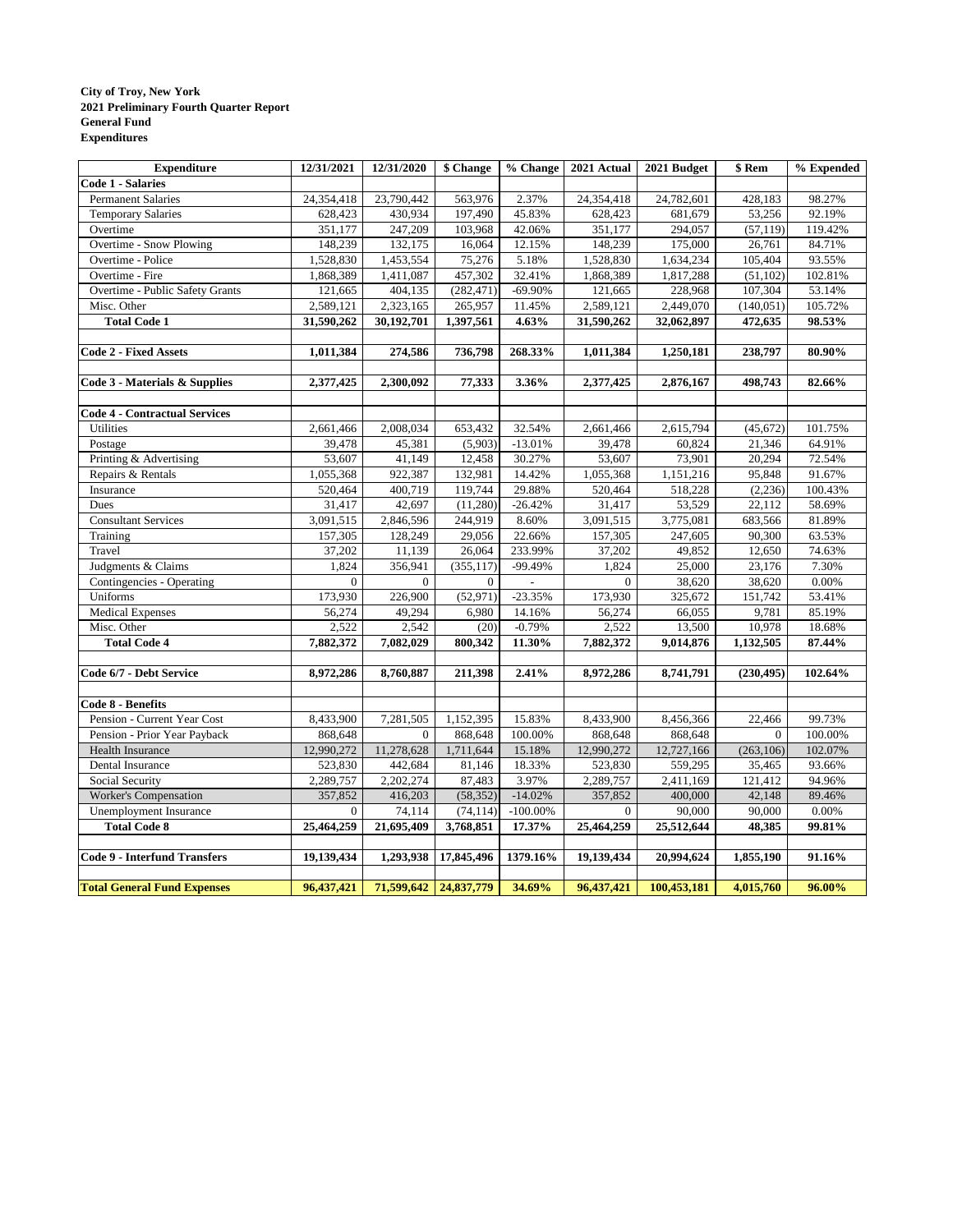**City of Troy, New York**
**2021 Preliminary Fourth Quarter Report**
**General Fund**
**Expenditures**

| Expenditure | 12/31/2021 | 12/31/2020 | $ Change | % Change | 2021 Actual | 2021 Budget | $ Rem | % Expended |
|---|---|---|---|---|---|---|---|---|
| **Code 1 - Salaries** | | | | | | | | |
| Permanent Salaries | 24,354,418 | 23,790,442 | 563,976 | 2.37% | 24,354,418 | 24,782,601 | 428,183 | 98.27% |
| Temporary Salaries | 628,423 | 430,934 | 197,490 | 45.83% | 628,423 | 681,679 | 53,256 | 92.19% |
| Overtime | 351,177 | 247,209 | 103,968 | 42.06% | 351,177 | 294,057 | (57,119) | 119.42% |
| Overtime - Snow Plowing | 148,239 | 132,175 | 16,064 | 12.15% | 148,239 | 175,000 | 26,761 | 84.71% |
| Overtime - Police | 1,528,830 | 1,453,554 | 75,276 | 5.18% | 1,528,830 | 1,634,234 | 105,404 | 93.55% |
| Overtime - Fire | 1,868,389 | 1,411,087 | 457,302 | 32.41% | 1,868,389 | 1,817,288 | (51,102) | 102.81% |
| Overtime - Public Safety Grants | 121,665 | 404,135 | (282,471) | -69.90% | 121,665 | 228,968 | 107,304 | 53.14% |
| Misc. Other | 2,589,121 | 2,323,165 | 265,957 | 11.45% | 2,589,121 | 2,449,070 | (140,051) | 105.72% |
| **Total Code 1** | **31,590,262** | **30,192,701** | **1,397,561** | **4.63%** | **31,590,262** | **32,062,897** | **472,635** | **98.53%** |
| | | | | | | | | |
| **Code 2 - Fixed Assets** | **1,011,384** | **274,586** | **736,798** | **268.33%** | **1,011,384** | **1,250,181** | **238,797** | **80.90%** |
| | | | | | | | | |
| **Code 3 - Materials & Supplies** | **2,377,425** | **2,300,092** | **77,333** | **3.36%** | **2,377,425** | **2,876,167** | **498,743** | **82.66%** |
| | | | | | | | | |
| **Code 4 - Contractual Services** | | | | | | | | |
| Utilities | 2,661,466 | 2,008,034 | 653,432 | 32.54% | 2,661,466 | 2,615,794 | (45,672) | 101.75% |
| Postage | 39,478 | 45,381 | (5,903) | -13.01% | 39,478 | 60,824 | 21,346 | 64.91% |
| Printing & Advertising | 53,607 | 41,149 | 12,458 | 30.27% | 53,607 | 73,901 | 20,294 | 72.54% |
| Repairs & Rentals | 1,055,368 | 922,387 | 132,981 | 14.42% | 1,055,368 | 1,151,216 | 95,848 | 91.67% |
| Insurance | 520,464 | 400,719 | 119,744 | 29.88% | 520,464 | 518,228 | (2,236) | 100.43% |
| Dues | 31,417 | 42,697 | (11,280) | -26.42% | 31,417 | 53,529 | 22,112 | 58.69% |
| Consultant Services | 3,091,515 | 2,846,596 | 244,919 | 8.60% | 3,091,515 | 3,775,081 | 683,566 | 81.89% |
| Training | 157,305 | 128,249 | 29,056 | 22.66% | 157,305 | 247,605 | 90,300 | 63.53% |
| Travel | 37,202 | 11,139 | 26,064 | 233.99% | 37,202 | 49,852 | 12,650 | 74.63% |
| Judgments & Claims | 1,824 | 356,941 | (355,117) | -99.49% | 1,824 | 25,000 | 23,176 | 7.30% |
| Contingencies - Operating | 0 | 0 | 0 | - | 0 | 38,620 | 38,620 | 0.00% |
| Uniforms | 173,930 | 226,900 | (52,971) | -23.35% | 173,930 | 325,672 | 151,742 | 53.41% |
| Medical Expenses | 56,274 | 49,294 | 6,980 | 14.16% | 56,274 | 66,055 | 9,781 | 85.19% |
| Misc. Other | 2,522 | 2,542 | (20) | -0.79% | 2,522 | 13,500 | 10,978 | 18.68% |
| **Total Code 4** | **7,882,372** | **7,082,029** | **800,342** | **11.30%** | **7,882,372** | **9,014,876** | **1,132,505** | **87.44%** |
| | | | | | | | | |
| **Code 6/7 - Debt Service** | **8,972,286** | **8,760,887** | **211,398** | **2.41%** | **8,972,286** | **8,741,791** | **(230,495)** | **102.64%** |
| | | | | | | | | |
| **Code 8 - Benefits** | | | | | | | | |
| Pension - Current Year Cost | 8,433,900 | 7,281,505 | 1,152,395 | 15.83% | 8,433,900 | 8,456,366 | 22,466 | 99.73% |
| Pension - Prior Year Payback | 868,648 | 0 | 868,648 | 100.00% | 868,648 | 868,648 | 0 | 100.00% |
| Health Insurance | 12,990,272 | 11,278,628 | 1,711,644 | 15.18% | 12,990,272 | 12,727,166 | (263,106) | 102.07% |
| Dental Insurance | 523,830 | 442,684 | 81,146 | 18.33% | 523,830 | 559,295 | 35,465 | 93.66% |
| Social Security | 2,289,757 | 2,202,274 | 87,483 | 3.97% | 2,289,757 | 2,411,169 | 121,412 | 94.96% |
| Worker's Compensation | 357,852 | 416,203 | (58,352) | -14.02% | 357,852 | 400,000 | 42,148 | 89.46% |
| Unemployment Insurance | 0 | 74,114 | (74,114) | -100.00% | 0 | 90,000 | 90,000 | 0.00% |
| **Total Code 8** | **25,464,259** | **21,695,409** | **3,768,851** | **17.37%** | **25,464,259** | **25,512,644** | **48,385** | **99.81%** |
| | | | | | | | | |
| **Code 9 - Interfund Transfers** | **19,139,434** | **1,293,938** | **17,845,496** | **1379.16%** | **19,139,434** | **20,994,624** | **1,855,190** | **91.16%** |
| | | | | | | | | |
| **Total General Fund Expenses** | **96,437,421** | **71,599,642** | **24,837,779** | **34.69%** | **96,437,421** | **100,453,181** | **4,015,760** | **96.00%** |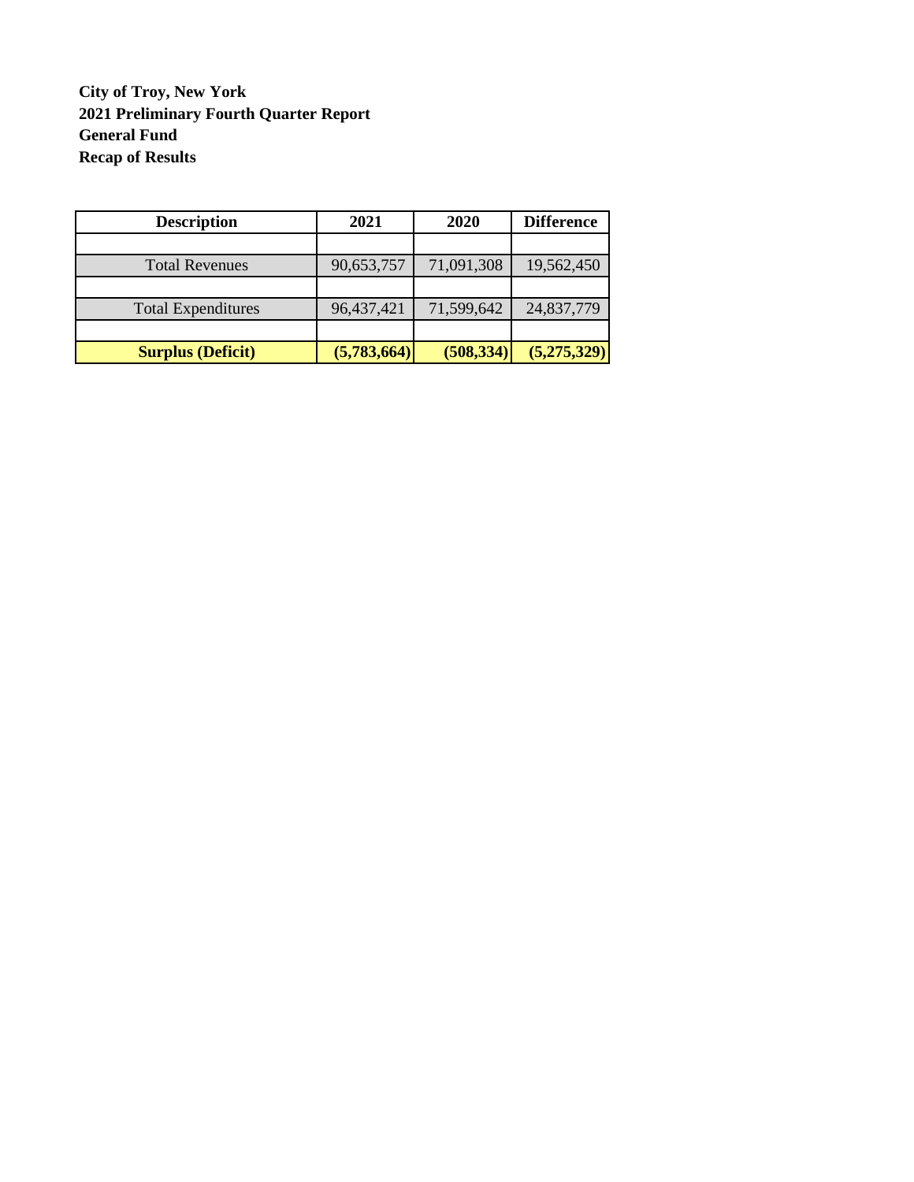**City of Troy, New York**
**2021 Preliminary Fourth Quarter Report**
**General Fund**
**Recap of Results**

| Description | 2021 | 2020 | Difference |
|---|---|---|---|
| | | | |
| Total Revenues | 90,653,757 | 71,091,308 | 19,562,450 |
| | | | |
| Total Expenditures | 96,437,421 | 71,599,642 | 24,837,779 |
| | | | |
| **Surplus (Deficit)** | **(5,783,664)** | **(508,334)** | **(5,275,329)** |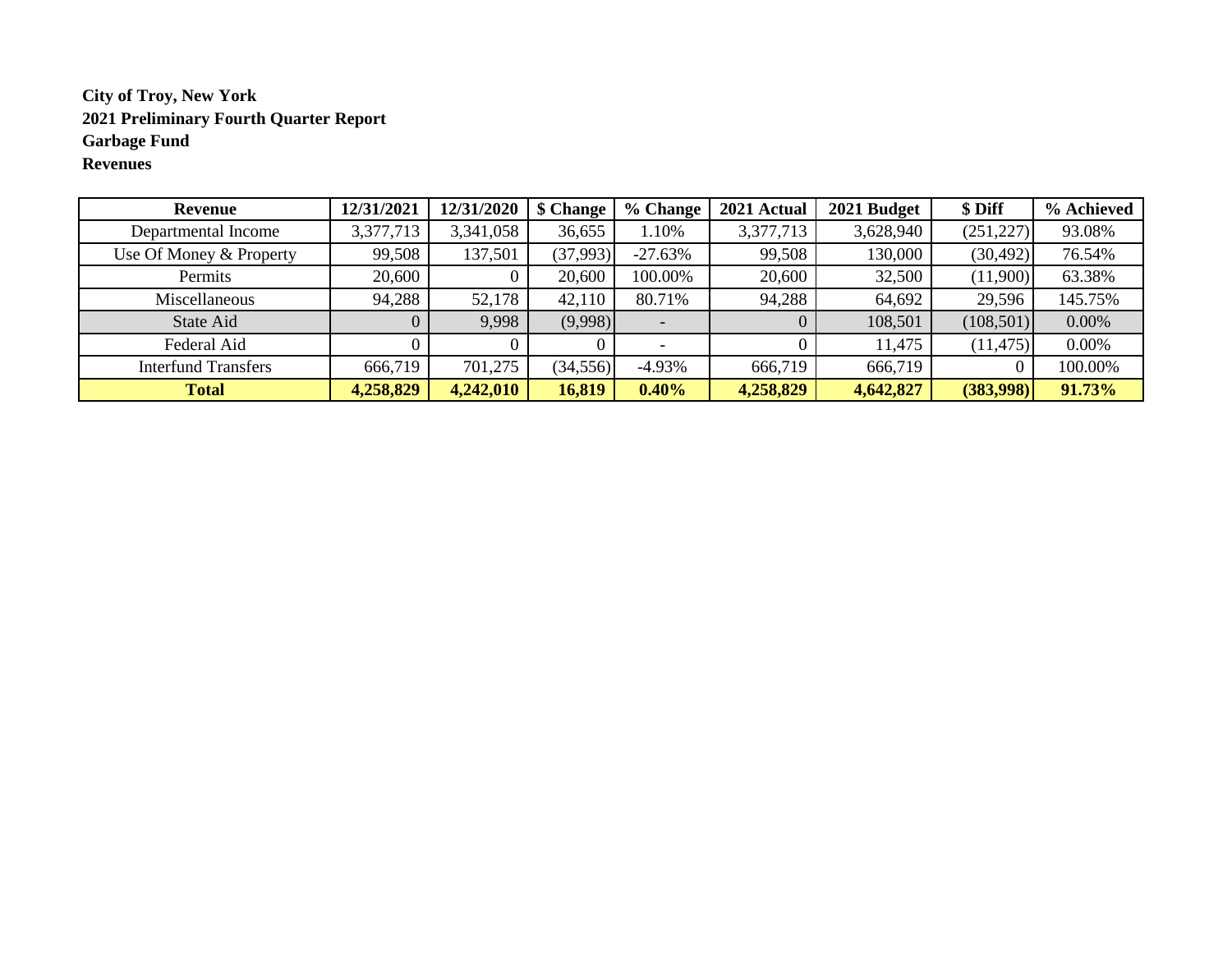**City of Troy, New York**
**2021 Preliminary Fourth Quarter Report**
**Garbage Fund**
**Revenues**

| Revenue | 12/31/2021 | 12/31/2020 | $ Change | % Change | 2021 Actual | 2021 Budget | $ Diff | % Achieved |
|---|---|---|---|---|---|---|---|---|
| Departmental Income | 3,377,713 | 3,341,058 | 36,655 | 1.10% | 3,377,713 | 3,628,940 | (251,227) | 93.08% |
| Use Of Money & Property | 99,508 | 137,501 | (37,993) | -27.63% | 99,508 | 130,000 | (30,492) | 76.54% |
| Permits | 20,600 | 0 | 20,600 | 100.00% | 20,600 | 32,500 | (11,900) | 63.38% |
| Miscellaneous | 94,288 | 52,178 | 42,110 | 80.71% | 94,288 | 64,692 | 29,596 | 145.75% |
| State Aid | 0 | 9,998 | (9,998) | - | 0 | 108,501 | (108,501) | 0.00% |
| Federal Aid | 0 | 0 | 0 | - | 0 | 11,475 | (11,475) | 0.00% |
| Interfund Transfers | 666,719 | 701,275 | (34,556) | -4.93% | 666,719 | 666,719 | 0 | 100.00% |
| **Total** | **4,258,829** | **4,242,010** | **16,819** | **0.40%** | **4,258,829** | **4,642,827** | **(383,998)** | **91.73%** |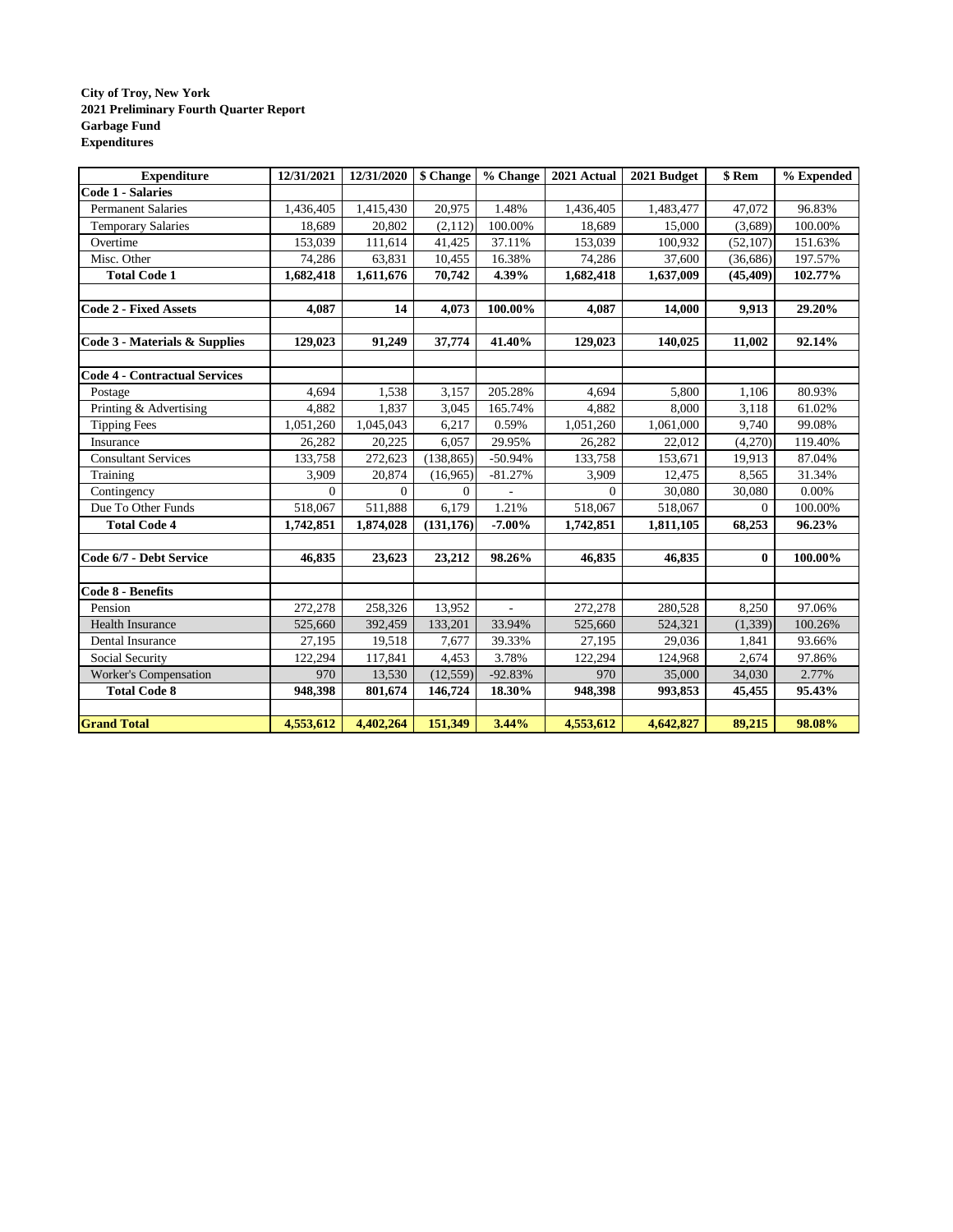**City of Troy, New York**
**2021 Preliminary Fourth Quarter Report**
**Garbage Fund**
**Expenditures**

| Expenditure | 12/31/2021 | 12/31/2020 | $ Change | % Change | 2021 Actual | 2021 Budget | $ Rem | % Expended |
|---|---|---|---|---|---|---|---|---|
| **Code 1 - Salaries** | | | | | | | | |
| Permanent Salaries | 1,436,405 | 1,415,430 | 20,975 | 1.48% | 1,436,405 | 1,483,477 | 47,072 | 96.83% |
| Temporary Salaries | 18,689 | 20,802 | (2,112) | 100.00% | 18,689 | 15,000 | (3,689) | 100.00% |
| Overtime | 153,039 | 111,614 | 41,425 | 37.11% | 153,039 | 100,932 | (52,107) | 151.63% |
| Misc. Other | 74,286 | 63,831 | 10,455 | 16.38% | 74,286 | 37,600 | (36,686) | 197.57% |
| **Total Code 1** | **1,682,418** | **1,611,676** | **70,742** | **4.39%** | **1,682,418** | **1,637,009** | **(45,409)** | **102.77%** |
| | | | | | | | | |
| **Code 2 - Fixed Assets** | **4,087** | **14** | **4,073** | **100.00%** | **4,087** | **14,000** | **9,913** | **29.20%** |
| | | | | | | | | |
| **Code 3 - Materials & Supplies** | **129,023** | **91,249** | **37,774** | **41.40%** | **129,023** | **140,025** | **11,002** | **92.14%** |
| | | | | | | | | |
| **Code 4 - Contractual Services** | | | | | | | | |
| Postage | 4,694 | 1,538 | 3,157 | 205.28% | 4,694 | 5,800 | 1,106 | 80.93% |
| Printing & Advertising | 4,882 | 1,837 | 3,045 | 165.74% | 4,882 | 8,000 | 3,118 | 61.02% |
| Tipping Fees | 1,051,260 | 1,045,043 | 6,217 | 0.59% | 1,051,260 | 1,061,000 | 9,740 | 99.08% |
| Insurance | 26,282 | 20,225 | 6,057 | 29.95% | 26,282 | 22,012 | (4,270) | 119.40% |
| Consultant Services | 133,758 | 272,623 | (138,865) | -50.94% | 133,758 | 153,671 | 19,913 | 87.04% |
| Training | 3,909 | 20,874 | (16,965) | -81.27% | 3,909 | 12,475 | 8,565 | 31.34% |
| Contingency | 0 | 0 | 0 | - | 0 | 30,080 | 30,080 | 0.00% |
| Due To Other Funds | 518,067 | 511,888 | 6,179 | 1.21% | 518,067 | 518,067 | 0 | 100.00% |
| **Total Code 4** | **1,742,851** | **1,874,028** | **(131,176)** | **-7.00%** | **1,742,851** | **1,811,105** | **68,253** | **96.23%** |
| | | | | | | | | |
| **Code 6/7 - Debt Service** | **46,835** | **23,623** | **23,212** | **98.26%** | **46,835** | **46,835** | **0** | **100.00%** |
| | | | | | | | | |
| **Code 8 - Benefits** | | | | | | | | |
| Pension | 272,278 | 258,326 | 13,952 | - | 272,278 | 280,528 | 8,250 | 97.06% |
| Health Insurance | 525,660 | 392,459 | 133,201 | 33.94% | 525,660 | 524,321 | (1,339) | 100.26% |
| Dental Insurance | 27,195 | 19,518 | 7,677 | 39.33% | 27,195 | 29,036 | 1,841 | 93.66% |
| Social Security | 122,294 | 117,841 | 4,453 | 3.78% | 122,294 | 124,968 | 2,674 | 97.86% |
| Worker's Compensation | 970 | 13,530 | (12,559) | -92.83% | 970 | 35,000 | 34,030 | 2.77% |
| **Total Code 8** | **948,398** | **801,674** | **146,724** | **18.30%** | **948,398** | **993,853** | **45,455** | **95.43%** |
| | | | | | | | | |
| **Grand Total** | **4,553,612** | **4,402,264** | **151,349** | **3.44%** | **4,553,612** | **4,642,827** | **89,215** | **98.08%** |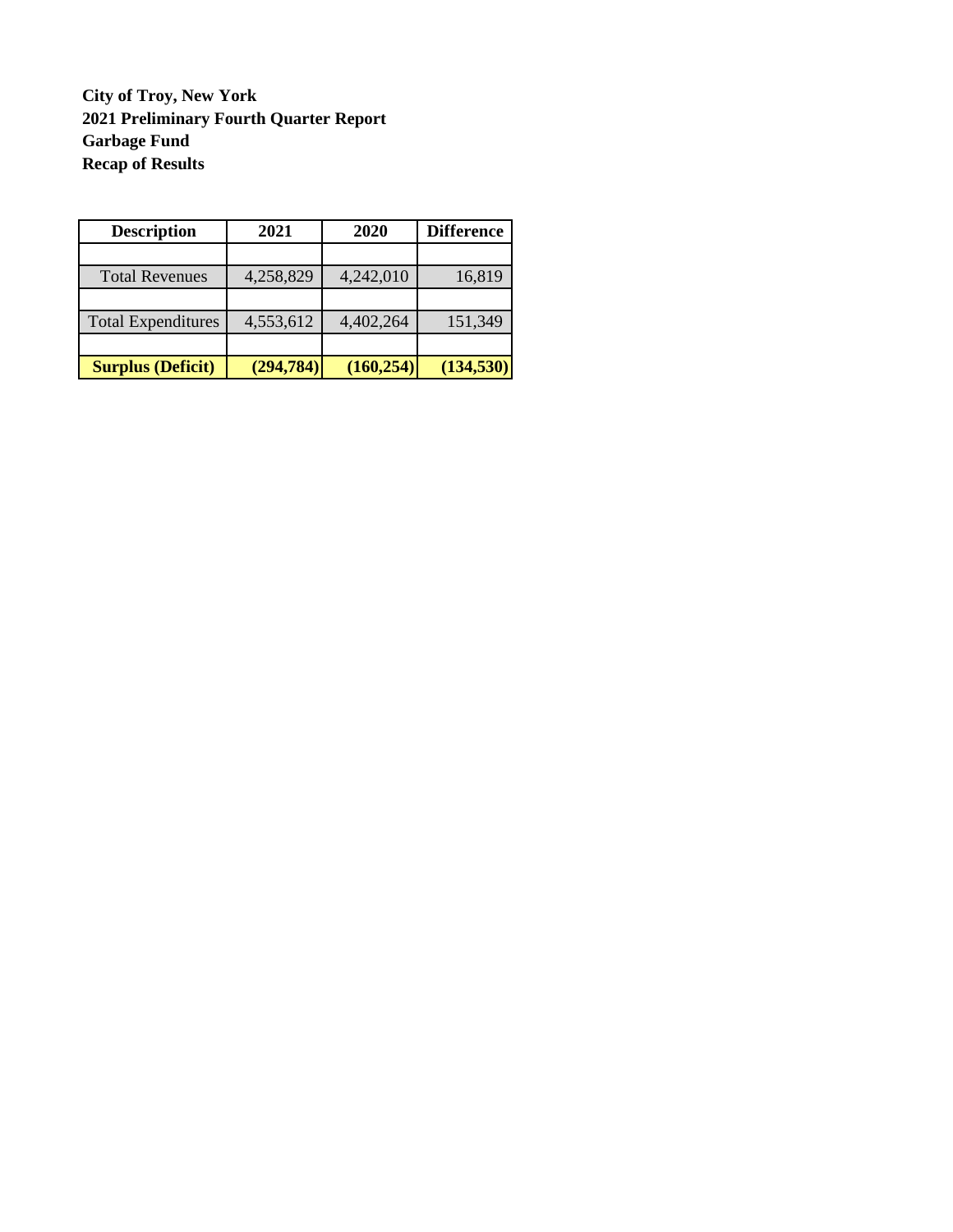**City of Troy, New York**
**2021 Preliminary Fourth Quarter Report**
**Garbage Fund**
**Recap of Results**

| Description | 2021 | 2020 | Difference |
|---|---|---|---|
| | | | |
| Total Revenues | 4,258,829 | 4,242,010 | 16,819 |
| | | | |
| Total Expenditures | 4,553,612 | 4,402,264 | 151,349 |
| | | | |
| **Surplus (Deficit)** | **(294,784)** | **(160,254)** | **(134,530)** |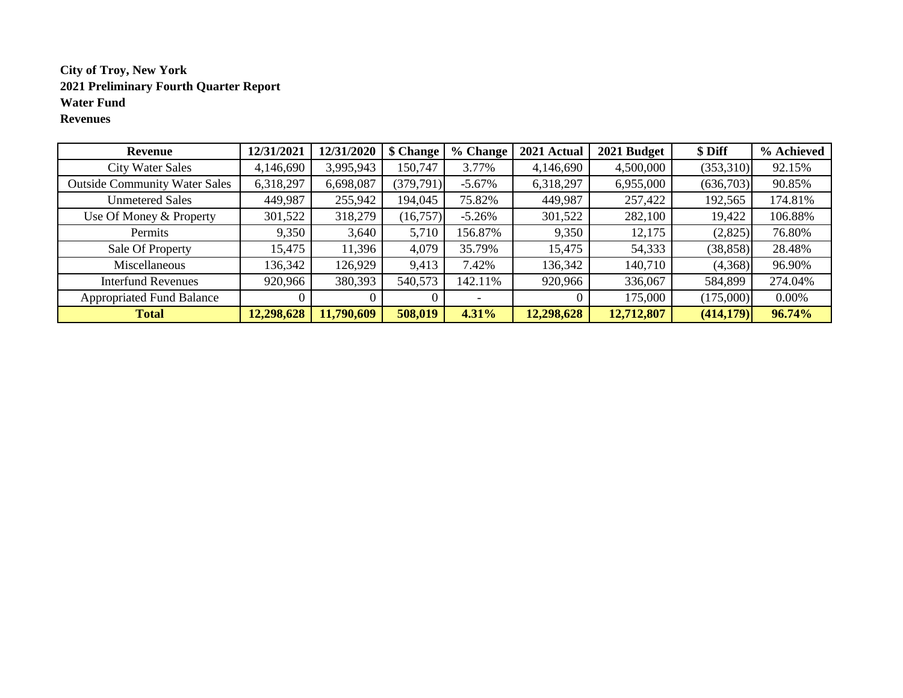**City of Troy, New York**
**2021 Preliminary Fourth Quarter Report**
**Water Fund**
**Revenues**

| Revenue | 12/31/2021 | 12/31/2020 | $ Change | % Change | 2021 Actual | 2021 Budget | $ Diff | % Achieved |
|---|---|---|---|---|---|---|---|---|
| City Water Sales | 4,146,690 | 3,995,943 | 150,747 | 3.77% | 4,146,690 | 4,500,000 | (353,310) | 92.15% |
| Outside Community Water Sales | 6,318,297 | 6,698,087 | (379,791) | -5.67% | 6,318,297 | 6,955,000 | (636,703) | 90.85% |
| Unmetered Sales | 449,987 | 255,942 | 194,045 | 75.82% | 449,987 | 257,422 | 192,565 | 174.81% |
| Use Of Money & Property | 301,522 | 318,279 | (16,757) | -5.26% | 301,522 | 282,100 | 19,422 | 106.88% |
| Permits | 9,350 | 3,640 | 5,710 | 156.87% | 9,350 | 12,175 | (2,825) | 76.80% |
| Sale Of Property | 15,475 | 11,396 | 4,079 | 35.79% | 15,475 | 54,333 | (38,858) | 28.48% |
| Miscellaneous | 136,342 | 126,929 | 9,413 | 7.42% | 136,342 | 140,710 | (4,368) | 96.90% |
| Interfund Revenues | 920,966 | 380,393 | 540,573 | 142.11% | 920,966 | 336,067 | 584,899 | 274.04% |
| Appropriated Fund Balance | 0 | 0 | 0 | - | 0 | 175,000 | (175,000) | 0.00% |
| **Total** | **12,298,628** | **11,790,609** | **508,019** | **4.31%** | **12,298,628** | **12,712,807** | **(414,179)** | **96.74%** |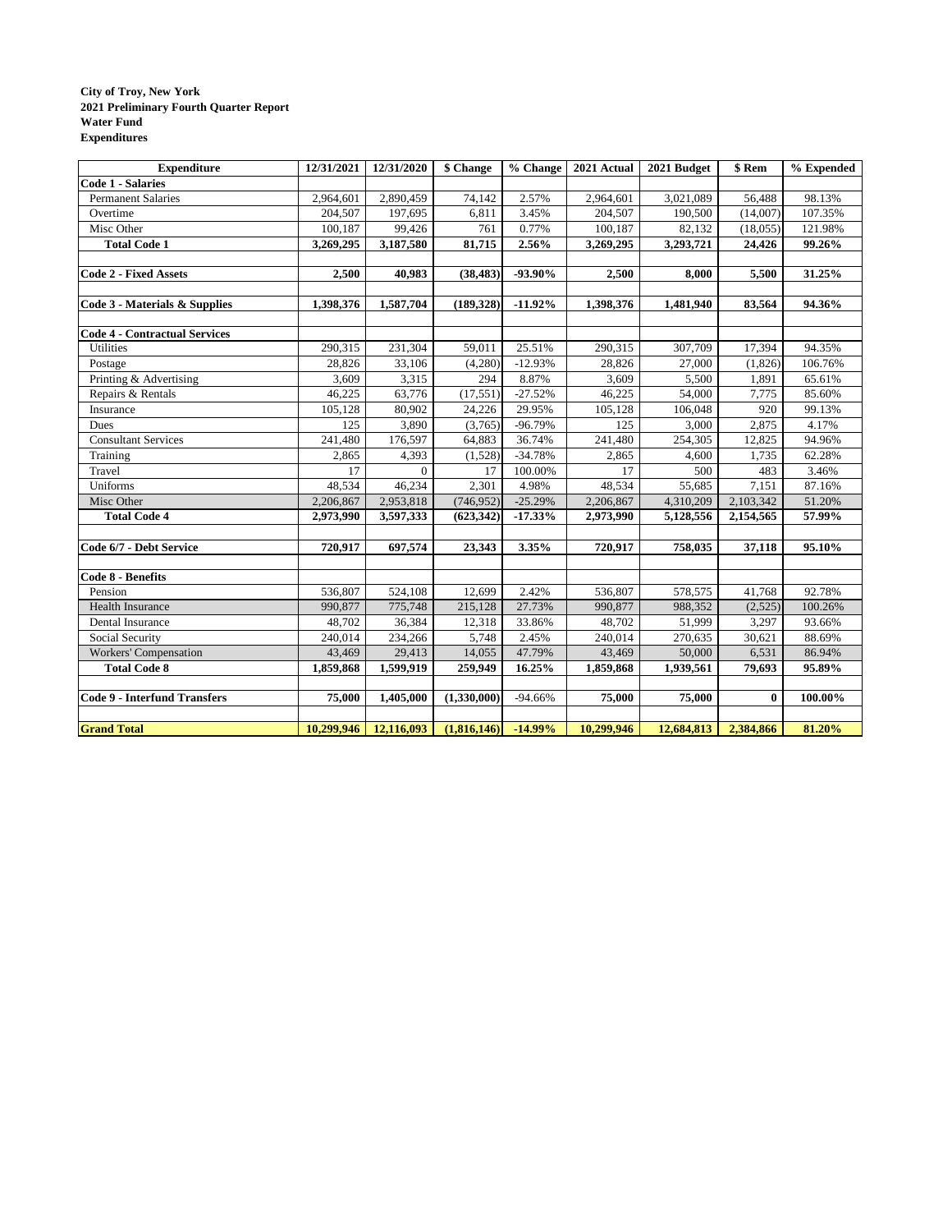**City of Troy, New York**
**2021 Preliminary Fourth Quarter Report**
**Water Fund**
**Expenditures**

| Expenditure | 12/31/2021 | 12/31/2020 | $ Change | % Change | 2021 Actual | 2021 Budget | $ Rem | % Expended |
|---|---|---|---|---|---|---|---|---|
| **Code 1 - Salaries** | | | | | | | | |
| Permanent Salaries | 2,964,601 | 2,890,459 | 74,142 | 2.57% | 2,964,601 | 3,021,089 | 56,488 | 98.13% |
| Overtime | 204,507 | 197,695 | 6,811 | 3.45% | 204,507 | 190,500 | (14,007) | 107.35% |
| Misc Other | 100,187 | 99,426 | 761 | 0.77% | 100,187 | 82,132 | (18,055) | 121.98% |
| **Total Code 1** | **3,269,295** | **3,187,580** | **81,715** | **2.56%** | **3,269,295** | **3,293,721** | **24,426** | **99.26%** |
| | | | | | | | | |
| **Code 2 - Fixed Assets** | **2,500** | **40,983** | **(38,483)** | **-93.90%** | **2,500** | **8,000** | **5,500** | **31.25%** |
| | | | | | | | | |
| **Code 3 - Materials & Supplies** | **1,398,376** | **1,587,704** | **(189,328)** | **-11.92%** | **1,398,376** | **1,481,940** | **83,564** | **94.36%** |
| | | | | | | | | |
| **Code 4 - Contractual Services** | | | | | | | | |
| Utilities | 290,315 | 231,304 | 59,011 | 25.51% | 290,315 | 307,709 | 17,394 | 94.35% |
| Postage | 28,826 | 33,106 | (4,280) | -12.93% | 28,826 | 27,000 | (1,826) | 106.76% |
| Printing & Advertising | 3,609 | 3,315 | 294 | 8.87% | 3,609 | 5,500 | 1,891 | 65.61% |
| Repairs & Rentals | 46,225 | 63,776 | (17,551) | -27.52% | 46,225 | 54,000 | 7,775 | 85.60% |
| Insurance | 105,128 | 80,902 | 24,226 | 29.95% | 105,128 | 106,048 | 920 | 99.13% |
| Dues | 125 | 3,890 | (3,765) | -96.79% | 125 | 3,000 | 2,875 | 4.17% |
| Consultant Services | 241,480 | 176,597 | 64,883 | 36.74% | 241,480 | 254,305 | 12,825 | 94.96% |
| Training | 2,865 | 4,393 | (1,528) | -34.78% | 2,865 | 4,600 | 1,735 | 62.28% |
| Travel | 17 | 0 | 17 | 100.00% | 17 | 500 | 483 | 3.46% |
| Uniforms | 48,534 | 46,234 | 2,301 | 4.98% | 48,534 | 55,685 | 7,151 | 87.16% |
| Misc Other | 2,206,867 | 2,953,818 | (746,952) | -25.29% | 2,206,867 | 4,310,209 | 2,103,342 | 51.20% |
| **Total Code 4** | **2,973,990** | **3,597,333** | **(623,342)** | **-17.33%** | **2,973,990** | **5,128,556** | **2,154,565** | **57.99%** |
| | | | | | | | | |
| **Code 6/7 - Debt Service** | **720,917** | **697,574** | **23,343** | **3.35%** | **720,917** | **758,035** | **37,118** | **95.10%** |
| | | | | | | | | |
| **Code 8 - Benefits** | | | | | | | | |
| Pension | 536,807 | 524,108 | 12,699 | 2.42% | 536,807 | 578,575 | 41,768 | 92.78% |
| Health Insurance | 990,877 | 775,748 | 215,128 | 27.73% | 990,877 | 988,352 | (2,525) | 100.26% |
| Dental Insurance | 48,702 | 36,384 | 12,318 | 33.86% | 48,702 | 51,999 | 3,297 | 93.66% |
| Social Security | 240,014 | 234,266 | 5,748 | 2.45% | 240,014 | 270,635 | 30,621 | 88.69% |
| Workers' Compensation | 43,469 | 29,413 | 14,055 | 47.79% | 43,469 | 50,000 | 6,531 | 86.94% |
| **Total Code 8** | **1,859,868** | **1,599,919** | **259,949** | **16.25%** | **1,859,868** | **1,939,561** | **79,693** | **95.89%** |
| | | | | | | | | |
| **Code 9 - Interfund Transfers** | **75,000** | **1,405,000** | **(1,330,000)** | -94.66% | **75,000** | **75,000** | **0** | **100.00%** |
| | | | | | | | | |
| **Grand Total** | **10,299,946** | **12,116,093** | **(1,816,146)** | **-14.99%** | **10,299,946** | **12,684,813** | **2,384,866** | **81.20%** |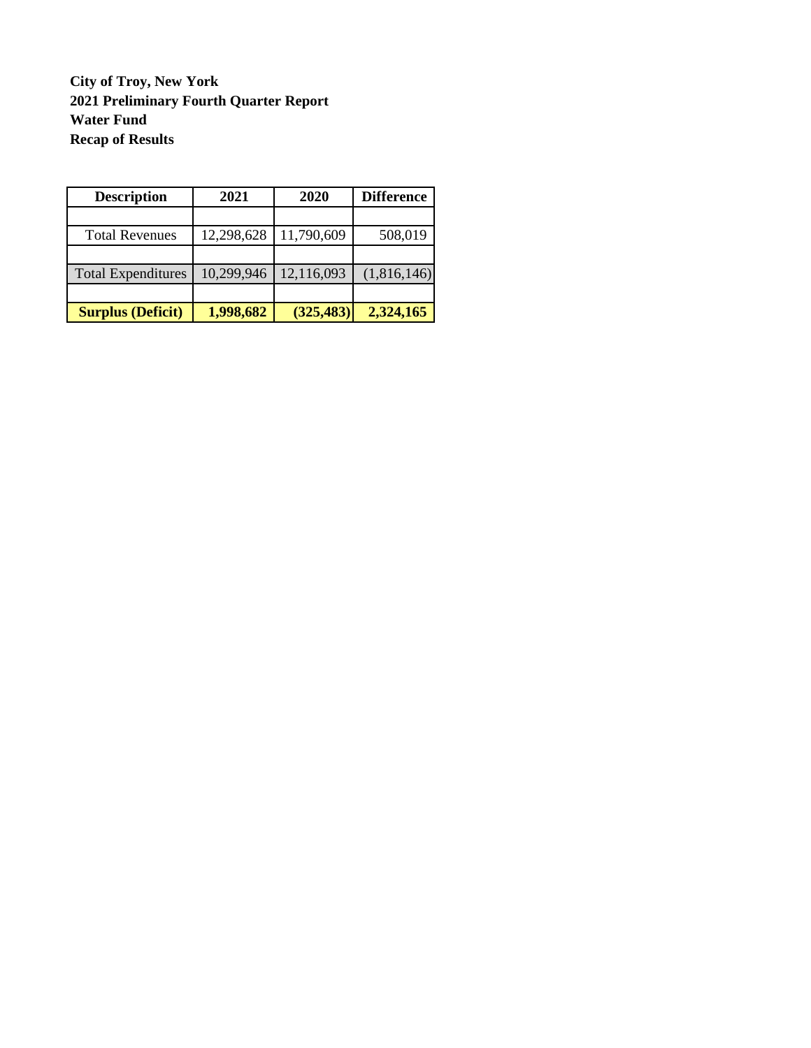**City of Troy, New York**
**2021 Preliminary Fourth Quarter Report**
**Water Fund**
**Recap of Results**

| Description | 2021 | 2020 | Difference |
|---|---|---|---|
| | | | |
| Total Revenues | 12,298,628 | 11,790,609 | 508,019 |
| | | | |
| Total Expenditures | 10,299,946 | 12,116,093 | (1,816,146) |
| | | | |
| **Surplus (Deficit)** | **1,998,682** | **(325,483)** | **2,324,165** |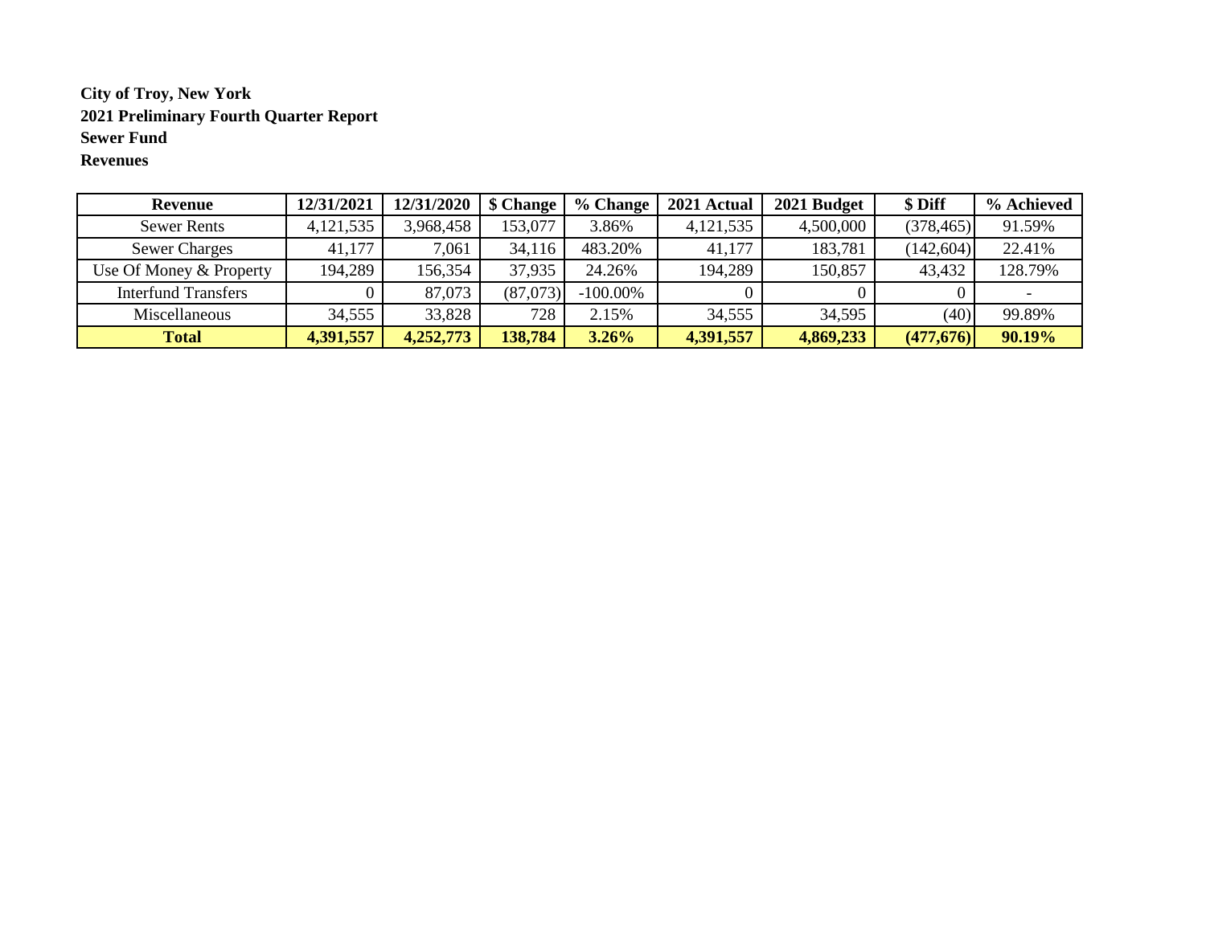**City of Troy, New York**
**2021 Preliminary Fourth Quarter Report**
**Sewer Fund**
**Revenues**

| Revenue | 12/31/2021 | 12/31/2020 | $ Change | % Change | 2021 Actual | 2021 Budget | $ Diff | % Achieved |
|---|---|---|---|---|---|---|---|---|
| Sewer Rents | 4,121,535 | 3,968,458 | 153,077 | 3.86% | 4,121,535 | 4,500,000 | (378,465) | 91.59% |
| Sewer Charges | 41,177 | 7,061 | 34,116 | 483.20% | 41,177 | 183,781 | (142,604) | 22.41% |
| Use Of Money & Property | 194,289 | 156,354 | 37,935 | 24.26% | 194,289 | 150,857 | 43,432 | 128.79% |
| Interfund Transfers | 0 | 87,073 | (87,073) | -100.00% | 0 | 0 | 0 | - |
| Miscellaneous | 34,555 | 33,828 | 728 | 2.15% | 34,555 | 34,595 | (40) | 99.89% |
| **Total** | **4,391,557** | **4,252,773** | **138,784** | **3.26%** | **4,391,557** | **4,869,233** | **(477,676)** | **90.19%** |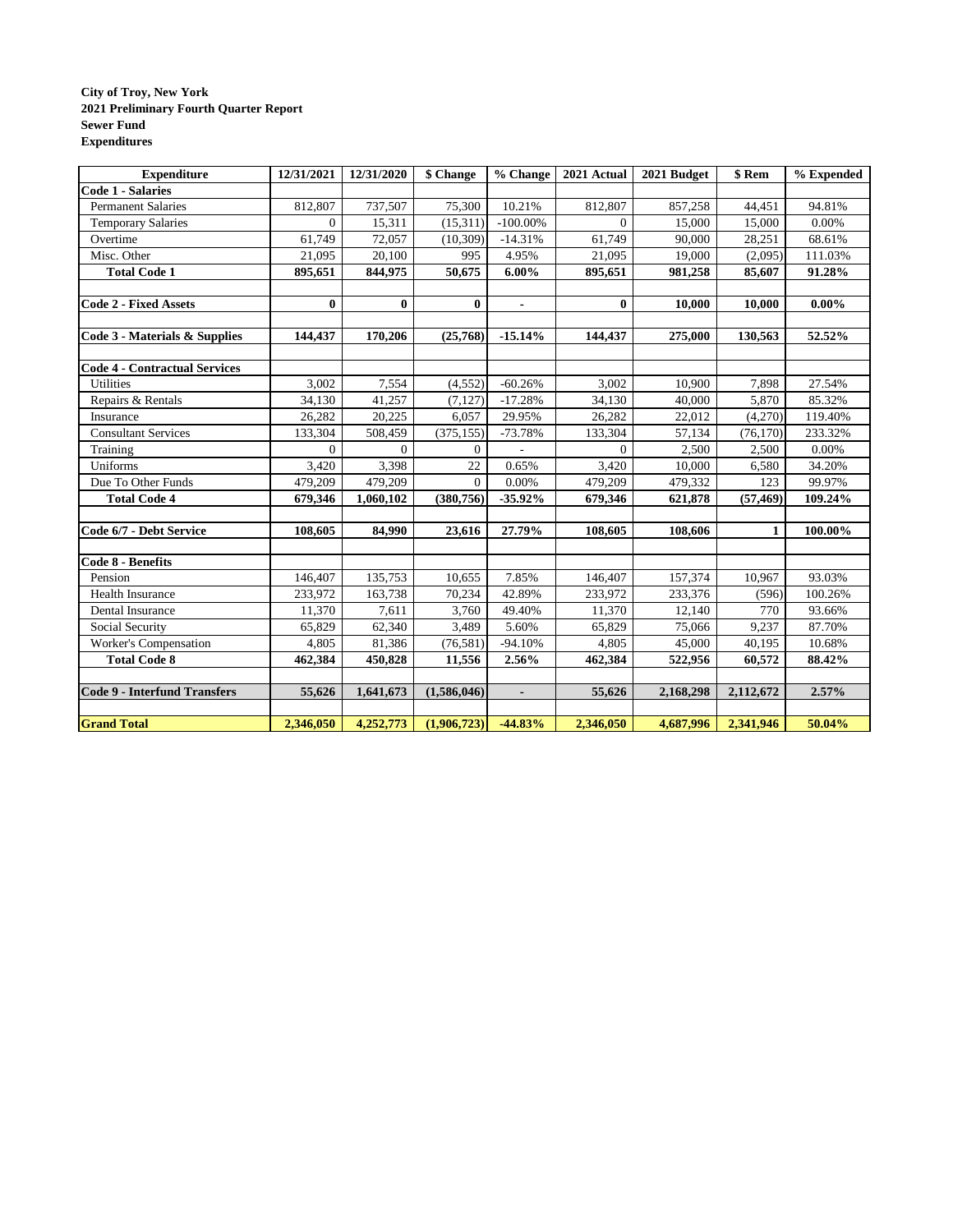**City of Troy, New York**
**2021 Preliminary Fourth Quarter Report**
**Sewer Fund**
**Expenditures**

| Expenditure | 12/31/2021 | 12/31/2020 | $ Change | % Change | 2021 Actual | 2021 Budget | $ Rem | % Expended |
|---|---|---|---|---|---|---|---|---|
| **Code 1 - Salaries** | | | | | | | | |
| Permanent Salaries | 812,807 | 737,507 | 75,300 | 10.21% | 812,807 | 857,258 | 44,451 | 94.81% |
| Temporary Salaries | 0 | 15,311 | (15,311) | -100.00% | 0 | 15,000 | 15,000 | 0.00% |
| Overtime | 61,749 | 72,057 | (10,309) | -14.31% | 61,749 | 90,000 | 28,251 | 68.61% |
| Misc. Other | 21,095 | 20,100 | 995 | 4.95% | 21,095 | 19,000 | (2,095) | 111.03% |
| **Total Code 1** | **895,651** | **844,975** | **50,675** | **6.00%** | **895,651** | **981,258** | **85,607** | **91.28%** |
| | | | | | | | | |
| **Code 2 - Fixed Assets** | **0** | **0** | **0** | **-** | **0** | **10,000** | **10,000** | **0.00%** |
| | | | | | | | | |
| **Code 3 - Materials & Supplies** | **144,437** | **170,206** | **(25,768)** | **-15.14%** | **144,437** | **275,000** | **130,563** | **52.52%** |
| | | | | | | | | |
| **Code 4 - Contractual Services** | | | | | | | | |
| Utilities | 3,002 | 7,554 | (4,552) | -60.26% | 3,002 | 10,900 | 7,898 | 27.54% |
| Repairs & Rentals | 34,130 | 41,257 | (7,127) | -17.28% | 34,130 | 40,000 | 5,870 | 85.32% |
| Insurance | 26,282 | 20,225 | 6,057 | 29.95% | 26,282 | 22,012 | (4,270) | 119.40% |
| Consultant Services | 133,304 | 508,459 | (375,155) | -73.78% | 133,304 | 57,134 | (76,170) | 233.32% |
| Training | 0 | 0 | 0 | - | 0 | 2,500 | 2,500 | 0.00% |
| Uniforms | 3,420 | 3,398 | 22 | 0.65% | 3,420 | 10,000 | 6,580 | 34.20% |
| Due To Other Funds | 479,209 | 479,209 | 0 | 0.00% | 479,209 | 479,332 | 123 | 99.97% |
| **Total Code 4** | **679,346** | **1,060,102** | **(380,756)** | **-35.92%** | **679,346** | **621,878** | **(57,469)** | **109.24%** |
| | | | | | | | | |
| **Code 6/7 - Debt Service** | **108,605** | **84,990** | **23,616** | **27.79%** | **108,605** | **108,606** | **1** | **100.00%** |
| | | | | | | | | |
| **Code 8 - Benefits** | | | | | | | | |
| Pension | 146,407 | 135,753 | 10,655 | 7.85% | 146,407 | 157,374 | 10,967 | 93.03% |
| Health Insurance | 233,972 | 163,738 | 70,234 | 42.89% | 233,972 | 233,376 | (596) | 100.26% |
| Dental Insurance | 11,370 | 7,611 | 3,760 | 49.40% | 11,370 | 12,140 | 770 | 93.66% |
| Social Security | 65,829 | 62,340 | 3,489 | 5.60% | 65,829 | 75,066 | 9,237 | 87.70% |
| Worker's Compensation | 4,805 | 81,386 | (76,581) | -94.10% | 4,805 | 45,000 | 40,195 | 10.68% |
| **Total Code 8** | **462,384** | **450,828** | **11,556** | **2.56%** | **462,384** | **522,956** | **60,572** | **88.42%** |
| | | | | | | | | |
| **Code 9 - Interfund Transfers** | **55,626** | **1,641,673** | **(1,586,046)** | **-** | **55,626** | **2,168,298** | **2,112,672** | **2.57%** |
| | | | | | | | | |
| **Grand Total** | **2,346,050** | **4,252,773** | **(1,906,723)** | **-44.83%** | **2,346,050** | **4,687,996** | **2,341,946** | **50.04%** |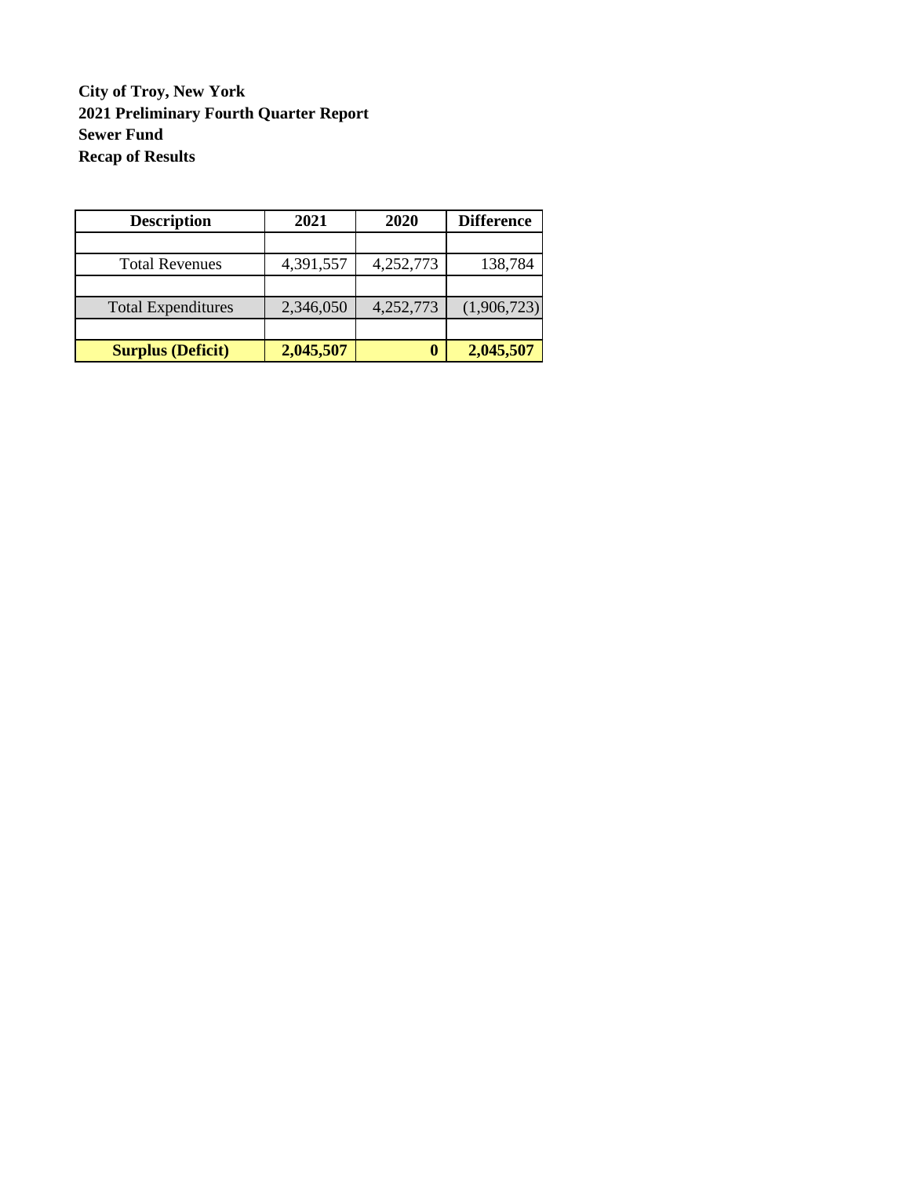**City of Troy, New York**
**2021 Preliminary Fourth Quarter Report**
**Sewer Fund**
**Recap of Results**

| Description | 2021 | 2020 | Difference |
|---|---|---|---|
| | | | |
| Total Revenues | 4,391,557 | 4,252,773 | 138,784 |
| | | | |
| Total Expenditures | 2,346,050 | 4,252,773 | (1,906,723) |
| | | | |
| **Surplus (Deficit)** | **2,045,507** | **0** | **2,045,507** |